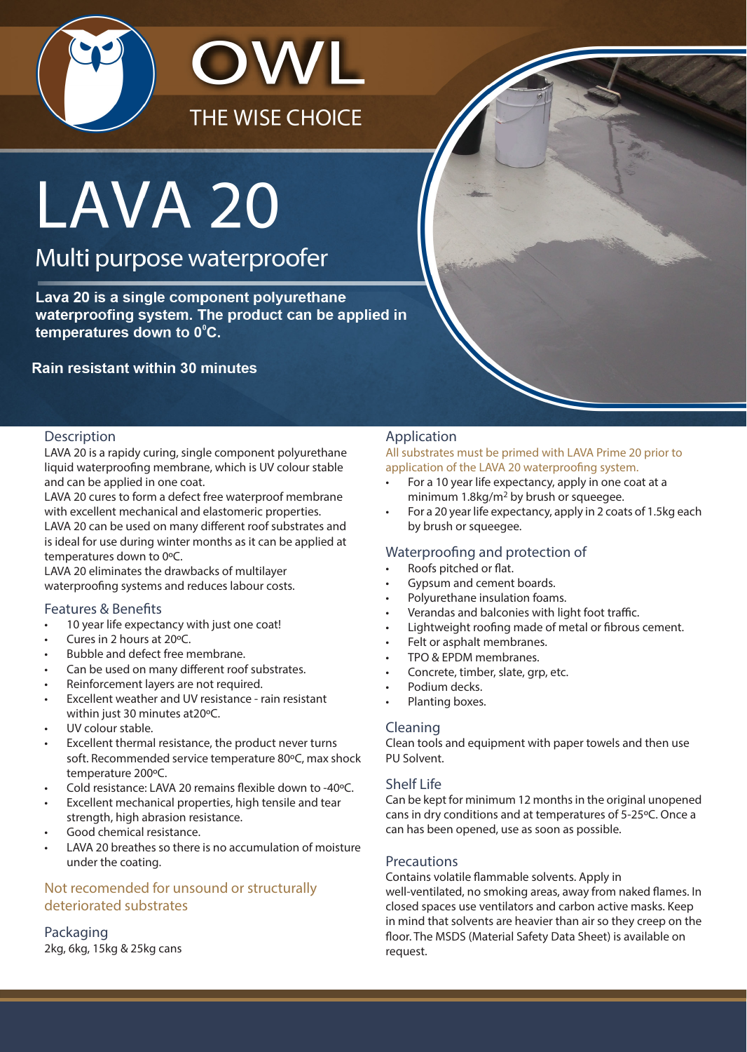OWL

THE WISE CHOICE

# LAVA 20

## Multi purpose waterproofer

**Lava 20 is a single component polyurethane waterproofing system. The product can be applied in temperatures down to 0°C.**

**Rain resistant within 30 minutes**

### Description

LAVA 20 is a rapidy curing, single component polyurethane liquid waterproofing membrane, which is UV colour stable and can be applied in one coat.

LAVA 20 cures to form a defect free waterproof membrane with excellent mechanical and elastomeric properties.

LAVA 20 can be used on many different roof substrates and is ideal for use during winter months as it can be applied at temperatures down to 0ºC.

LAVA 20 eliminates the drawbacks of multilayer waterproofing systems and reduces labour costs.

### Features & Benefits

- 10 year life expectancy with just one coat!
- Cures in 2 hours at 20ºC.
- Bubble and defect free membrane.
- Can be used on many different roof substrates.
- Reinforcement layers are not required.
- Excellent weather and UV resistance - rain resistant within just 30 minutes at20ºC.
- UV colour stable.
- Excellent thermal resistance, the product never turns soft. Recommended service temperature 80ºC, max shock temperature 200ºC.
- Cold resistance: LAVA 20 remains flexible down to -40ºC.
- Excellent mechanical properties, high tensile and tear strength, high abrasion resistance.
- Good chemical resistance.
- LAVA 20 breathes so there is no accumulation of moisture under the coating.

### Not recomended for unsound or structurally deteriorated substrates

### Packaging

2kg, 6kg, 15kg & 25kg cans

### Application

All substrates must be primed with LAVA Prime 20 prior to application of the LAVA 20 waterproofing system.

- For a 10 year life expectancy, apply in one coat at a minimum 1.8kg/m$^2$ by brush or squeegee.
- For a 20 year life expectancy, apply in 2 coats of 1.5kg each by brush or squeegee.

### Waterproofing and protection of

- Roofs pitched or flat.
- Gypsum and cement boards.
- Polyurethane insulation foams.
- Verandas and balconies with light foot traffic.
- Lightweight roofing made of metal or fibrous cement.
- Felt or asphalt membranes.
- TPO & EPDM membranes.
- Concrete, timber, slate, grp, etc.
- Podium decks.
- Planting boxes.

### Cleaning

Clean tools and equipment with paper towels and then use PU Solvent.

### Shelf Life

Can be kept for minimum 12 months in the original unopened cans in dry conditions and at temperatures of 5-25ºC. Once a can has been opened, use as soon as possible.

### Precautions

Contains volatile flammable solvents. Apply in well-ventilated, no smoking areas, away from naked flames. In closed spaces use ventilators and carbon active masks. Keep in mind that solvents are heavier than air so they creep on the floor. The MSDS (Material Safety Data Sheet) is available on request.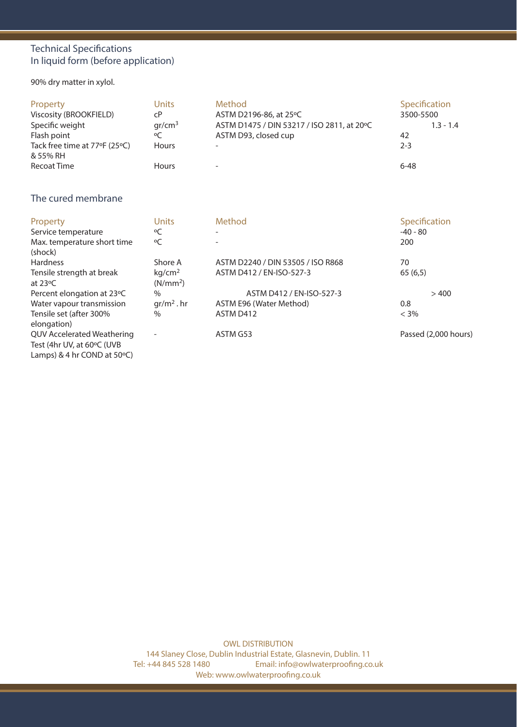## Technical Specifications
## In liquid form (before application)

90% dry matter in xylol.

| Property | Units | Method | Specification |
| --- | --- | --- | --- |
| Viscosity (BROOKFIELD) | cP | ASTM D2196-86, at 25ºC | 3500-5500 |
| Specific weight | $gr/cm^3$ | ASTM D1475 / DIN 53217 / ISO 2811, at 20ºC | 1.3 - 1.4 |
| Flash point | ºC | ASTM D93, closed cup | 42 |
| Tack free time at 77ºF (25ºC) & 55% RH | Hours | - | 2-3 |
| Recoat Time | Hours | - | 6-48 |

## The cured membrane

| Property | Units | Method | Specification |
| --- | --- | --- | --- |
| Service temperature | ºC | - | -40 - 80 |
| Max. temperature short time (shock) | ºC | - | 200 |
| Hardness | Shore A | ASTM D2240 / DIN 53505 / ISO R868 | 70 |
| Tensile strength at break at 23ºC | $kg/cm^2$ ($N/mm^2$) | ASTM D412 / EN-ISO-527-3 | 65 (6,5) |
| Percent elongation at 23ºC | % | ASTM D412 / EN-ISO-527-3 | > 400 |
| Water vapour transmission | $gr/m^2$ . hr | ASTM E96 (Water Method) | 0.8 |
| Tensile set (after 300% elongation) | % | ASTM D412 | < 3% |
| QUV Accelerated Weathering Test (4hr UV, at 60ºC (UVB Lamps) & 4 hr COND at 50ºC) | - | ASTM G53 | Passed (2,000 hours) |

OWL DISTRIBUTION
144 Slaney Close, Dublin Industrial Estate, Glasnevin, Dublin. 11
Tel: +44 845 528 1480 Email: info@owlwaterproofing.co.uk
Web: www.owlwaterproofing.co.uk